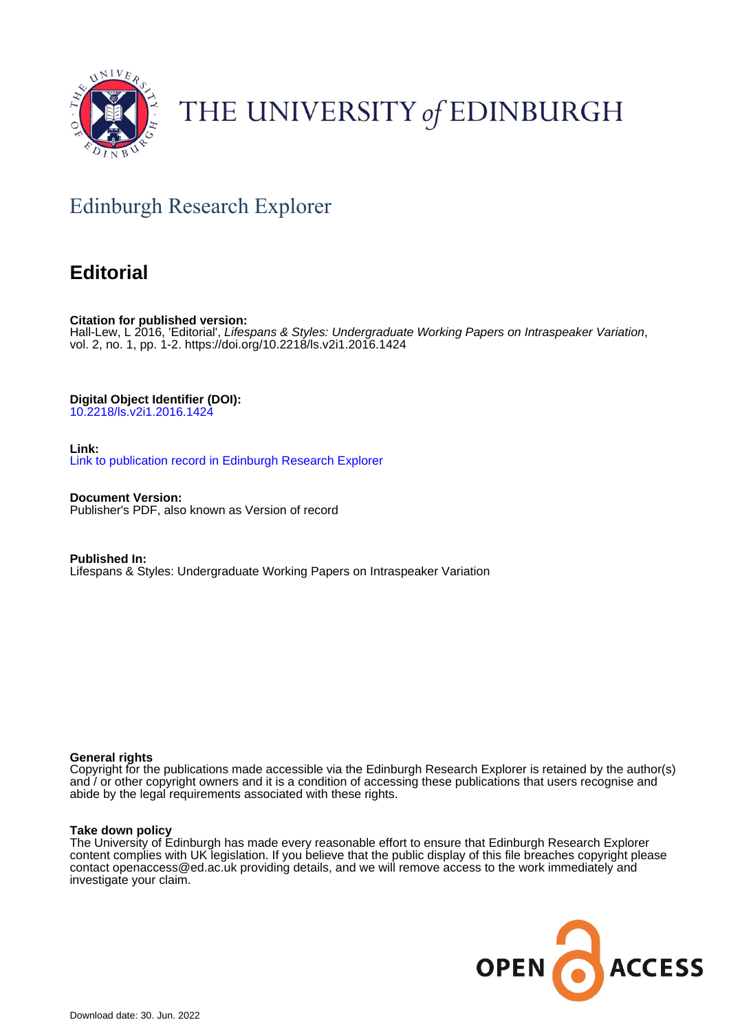THE UNIVERSITY *of* EDINBURGH

## Edinburgh Research Explorer

# Editorial

**Citation for published version:**
Hall-Lew, L 2016, 'Editorial', *Lifespans & Styles: Undergraduate Working Papers on Intraspeaker Variation*, vol. 2, no. 1, pp. 1-2. https://doi.org/10.2218/ls.v2i1.2016.1424

**Digital Object Identifier (DOI):**
10.2218/ls.v2i1.2016.1424

**Link:**
Link to publication record in Edinburgh Research Explorer

**Document Version:**
Publisher's PDF, also known as Version of record

**Published In:**
Lifespans & Styles: Undergraduate Working Papers on Intraspeaker Variation

**General rights**
Copyright for the publications made accessible via the Edinburgh Research Explorer is retained by the author(s) and / or other copyright owners and it is a condition of accessing these publications that users recognise and abide by the legal requirements associated with these rights.

**Take down policy**
The University of Edinburgh has made every reasonable effort to ensure that Edinburgh Research Explorer content complies with UK legislation. If you believe that the public display of this file breaches copyright please contact openaccess@ed.ac.uk providing details, and we will remove access to the work immediately and investigate your claim.

Download date: 30. Jun. 2022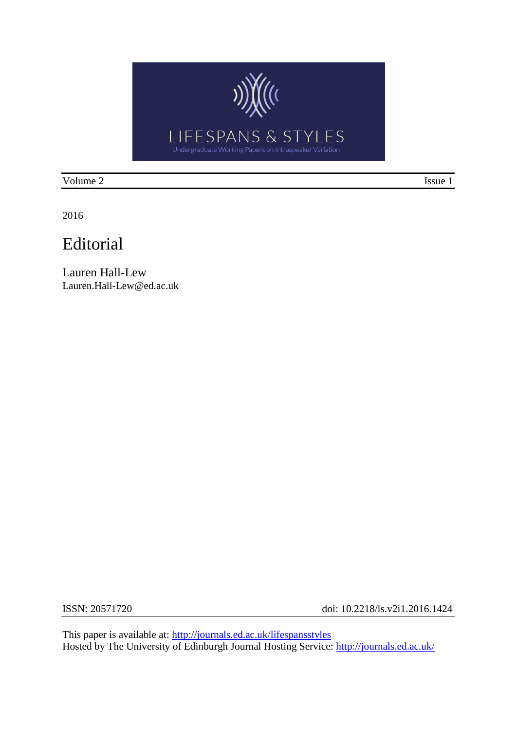LIFESPANS & STYLES

Undergraduate Working Papers on Intraspeaker Variation

Volume 2 | Issue 1

2016

# Editorial

Lauren Hall-Lew
Lauren.Hall-Lew@ed.ac.uk

ISSN: 20571720 | doi: 10.2218/ls.v2i1.2016.1424

This paper is available at: http://journals.ed.ac.uk/lifespansstyles
Hosted by The University of Edinburgh Journal Hosting Service: http://journals.ed.ac.uk/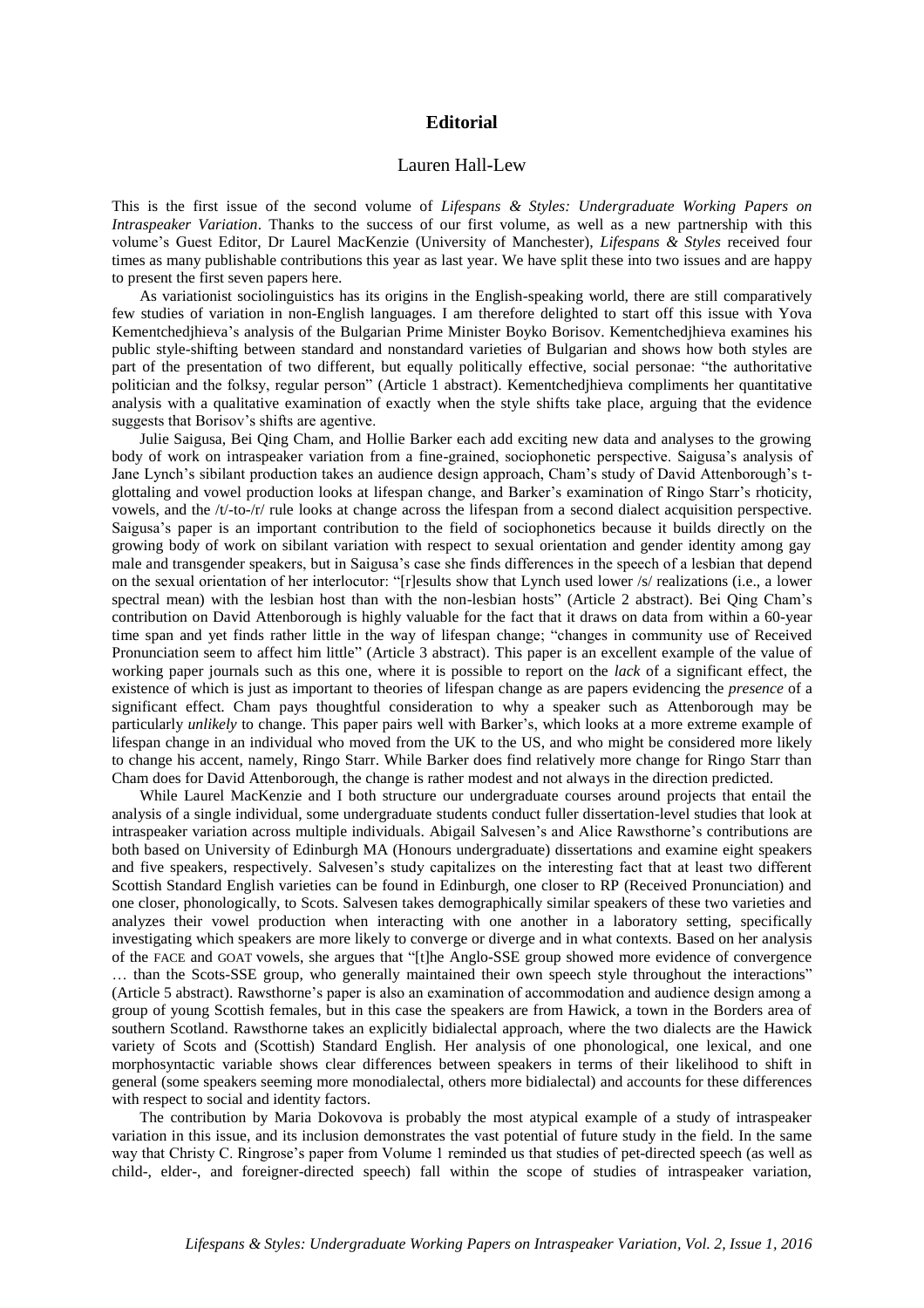# Editorial

Lauren Hall-Lew

This is the first issue of the second volume of *Lifespans & Styles: Undergraduate Working Papers on Intraspeaker Variation*. Thanks to the success of our first volume, as well as a new partnership with this volume's Guest Editor, Dr Laurel MacKenzie (University of Manchester), *Lifespans & Styles* received four times as many publishable contributions this year as last year. We have split these into two issues and are happy to present the first seven papers here.

As variationist sociolinguistics has its origins in the English-speaking world, there are still comparatively few studies of variation in non-English languages. I am therefore delighted to start off this issue with Yova Kementchedjhieva's analysis of the Bulgarian Prime Minister Boyko Borisov. Kementchedjhieva examines his public style-shifting between standard and nonstandard varieties of Bulgarian and shows how both styles are part of the presentation of two different, but equally politically effective, social personae: "the authoritative politician and the folksy, regular person" (Article 1 abstract). Kementchedjhieva compliments her quantitative analysis with a qualitative examination of exactly when the style shifts take place, arguing that the evidence suggests that Borisov's shifts are agentive.

Julie Saigusa, Bei Qing Cham, and Hollie Barker each add exciting new data and analyses to the growing body of work on intraspeaker variation from a fine-grained, sociophonetic perspective. Saigusa's analysis of Jane Lynch's sibilant production takes an audience design approach, Cham's study of David Attenborough's t-glottaling and vowel production looks at lifespan change, and Barker's examination of Ringo Starr's rhoticity, vowels, and the /t/-to-/r/ rule looks at change across the lifespan from a second dialect acquisition perspective. Saigusa's paper is an important contribution to the field of sociophonetics because it builds directly on the growing body of work on sibilant variation with respect to sexual orientation and gender identity among gay male and transgender speakers, but in Saigusa's case she finds differences in the speech of a lesbian that depend on the sexual orientation of her interlocutor: "[r]esults show that Lynch used lower /s/ realizations (i.e., a lower spectral mean) with the lesbian host than with the non-lesbian hosts" (Article 2 abstract). Bei Qing Cham's contribution on David Attenborough is highly valuable for the fact that it draws on data from within a 60-year time span and yet finds rather little in the way of lifespan change; "changes in community use of Received Pronunciation seem to affect him little" (Article 3 abstract). This paper is an excellent example of the value of working paper journals such as this one, where it is possible to report on the *lack* of a significant effect, the existence of which is just as important to theories of lifespan change as are papers evidencing the *presence* of a significant effect. Cham pays thoughtful consideration to why a speaker such as Attenborough may be particularly *unlikely* to change. This paper pairs well with Barker's, which looks at a more extreme example of lifespan change in an individual who moved from the UK to the US, and who might be considered more likely to change his accent, namely, Ringo Starr. While Barker does find relatively more change for Ringo Starr than Cham does for David Attenborough, the change is rather modest and not always in the direction predicted.

While Laurel MacKenzie and I both structure our undergraduate courses around projects that entail the analysis of a single individual, some undergraduate students conduct fuller dissertation-level studies that look at intraspeaker variation across multiple individuals. Abigail Salvesen's and Alice Rawsthorne's contributions are both based on University of Edinburgh MA (Honours undergraduate) dissertations and examine eight speakers and five speakers, respectively. Salvesen's study capitalizes on the interesting fact that at least two different Scottish Standard English varieties can be found in Edinburgh, one closer to RP (Received Pronunciation) and one closer, phonologically, to Scots. Salvesen takes demographically similar speakers of these two varieties and analyzes their vowel production when interacting with one another in a laboratory setting, specifically investigating which speakers are more likely to converge or diverge and in what contexts. Based on her analysis of the FACE and GOAT vowels, she argues that "[t]he Anglo-SSE group showed more evidence of convergence … than the Scots-SSE group, who generally maintained their own speech style throughout the interactions" (Article 5 abstract). Rawsthorne's paper is also an examination of accommodation and audience design among a group of young Scottish females, but in this case the speakers are from Hawick, a town in the Borders area of southern Scotland. Rawsthorne takes an explicitly bidialectal approach, where the two dialects are the Hawick variety of Scots and (Scottish) Standard English. Her analysis of one phonological, one lexical, and one morphosyntactic variable shows clear differences between speakers in terms of their likelihood to shift in general (some speakers seeming more monodialectal, others more bidialectal) and accounts for these differences with respect to social and identity factors.

The contribution by Maria Dokovova is probably the most atypical example of a study of intraspeaker variation in this issue, and its inclusion demonstrates the vast potential of future study in the field. In the same way that Christy C. Ringrose's paper from Volume 1 reminded us that studies of pet-directed speech (as well as child-, elder-, and foreigner-directed speech) fall within the scope of studies of intraspeaker variation,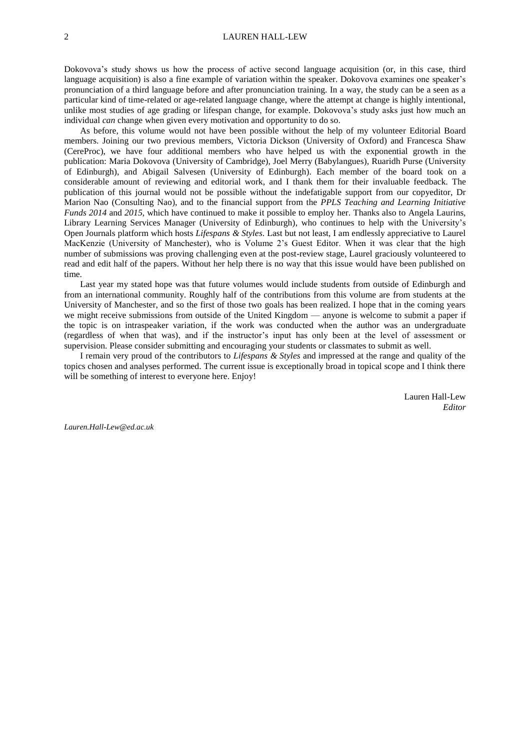Dokovova's study shows us how the process of active second language acquisition (or, in this case, third language acquisition) is also a fine example of variation within the speaker. Dokovova examines one speaker's pronunciation of a third language before and after pronunciation training. In a way, the study can be a seen as a particular kind of time-related or age-related language change, where the attempt at change is highly intentional, unlike most studies of age grading or lifespan change, for example. Dokovova's study asks just how much an individual *can* change when given every motivation and opportunity to do so.

As before, this volume would not have been possible without the help of my volunteer Editorial Board members. Joining our two previous members, Victoria Dickson (University of Oxford) and Francesca Shaw (CereProc), we have four additional members who have helped us with the exponential growth in the publication: Maria Dokovova (University of Cambridge), Joel Merry (Babylangues), Ruaridh Purse (University of Edinburgh), and Abigail Salvesen (University of Edinburgh). Each member of the board took on a considerable amount of reviewing and editorial work, and I thank them for their invaluable feedback. The publication of this journal would not be possible without the indefatigable support from our copyeditor, Dr Marion Nao (Consulting Nao), and to the financial support from the *PPLS Teaching and Learning Initiative Funds 2014* and *2015*, which have continued to make it possible to employ her. Thanks also to Angela Laurins, Library Learning Services Manager (University of Edinburgh), who continues to help with the University's Open Journals platform which hosts *Lifespans & Styles*. Last but not least, I am endlessly appreciative to Laurel MacKenzie (University of Manchester), who is Volume 2's Guest Editor. When it was clear that the high number of submissions was proving challenging even at the post-review stage, Laurel graciously volunteered to read and edit half of the papers. Without her help there is no way that this issue would have been published on time.

Last year my stated hope was that future volumes would include students from outside of Edinburgh and from an international community. Roughly half of the contributions from this volume are from students at the University of Manchester, and so the first of those two goals has been realized. I hope that in the coming years we might receive submissions from outside of the United Kingdom — anyone is welcome to submit a paper if the topic is on intraspeaker variation, if the work was conducted when the author was an undergraduate (regardless of when that was), and if the instructor's input has only been at the level of assessment or supervision. Please consider submitting and encouraging your students or classmates to submit as well.

I remain very proud of the contributors to *Lifespans & Styles* and impressed at the range and quality of the topics chosen and analyses performed. The current issue is exceptionally broad in topical scope and I think there will be something of interest to everyone here. Enjoy!

Lauren Hall-Lew
*Editor*

*Lauren.Hall-Lew@ed.ac.uk*